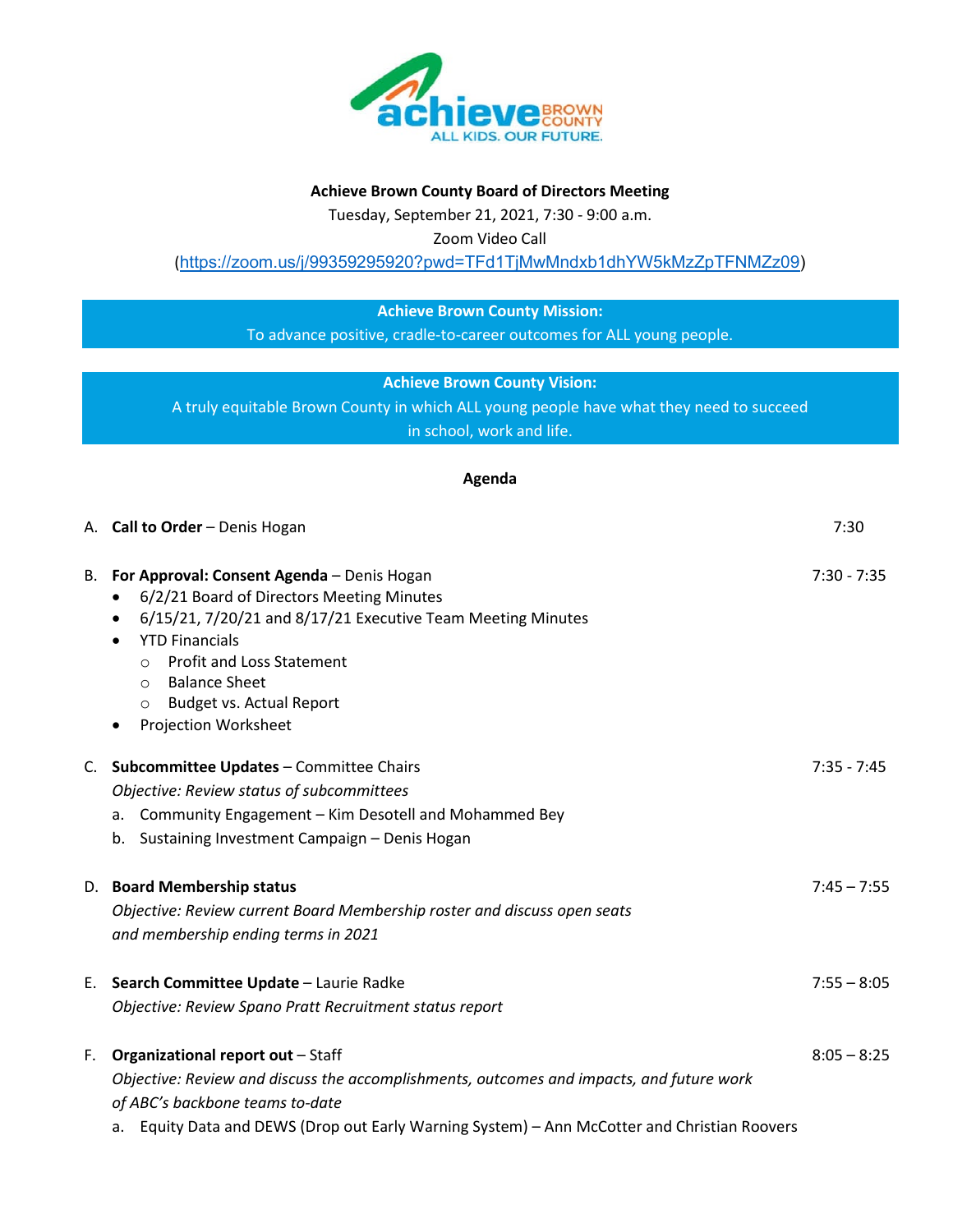**Achieve Brown County Board of Directors Meeting**

Tuesday, September 21, 2021, 7:30 - 9:00 a.m.

Zoom Video Call

(https://zoom.us/j/99359295920?pwd=TFd1TjMwMndxb1dhYW5kMzZpTFNMZz09)

**Achieve Brown County Mission:**

To advance positive, cradle-to-career outcomes for ALL young people.

**Achieve Brown County Vision:**

A truly equitable Brown County in which ALL young people have what they need to succeed in school, work and life.

## Agenda

A. **Call to Order** – Denis Hogan — 7:30

B. **For Approval: Consent Agenda** – Denis Hogan — 7:30 - 7:35
- 6/2/21 Board of Directors Meeting Minutes
- 6/15/21, 7/20/21 and 8/17/21 Executive Team Meeting Minutes
- YTD Financials
  - Profit and Loss Statement
  - Balance Sheet
  - Budget vs. Actual Report
- Projection Worksheet

C. **Subcommittee Updates** – Committee Chairs — 7:35 - 7:45

*Objective: Review status of subcommittees*

a. Community Engagement – Kim Desotell and Mohammed Bey

b. Sustaining Investment Campaign – Denis Hogan

D. **Board Membership status** — 7:45 – 7:55

*Objective: Review current Board Membership roster and discuss open seats and membership ending terms in 2021*

E. **Search Committee Update** – Laurie Radke — 7:55 – 8:05

*Objective: Review Spano Pratt Recruitment status report*

F. **Organizational report out** – Staff — 8:05 – 8:25

*Objective: Review and discuss the accomplishments, outcomes and impacts, and future work of ABC's backbone teams to-date*

a. Equity Data and DEWS (Drop out Early Warning System) – Ann McCotter and Christian Roovers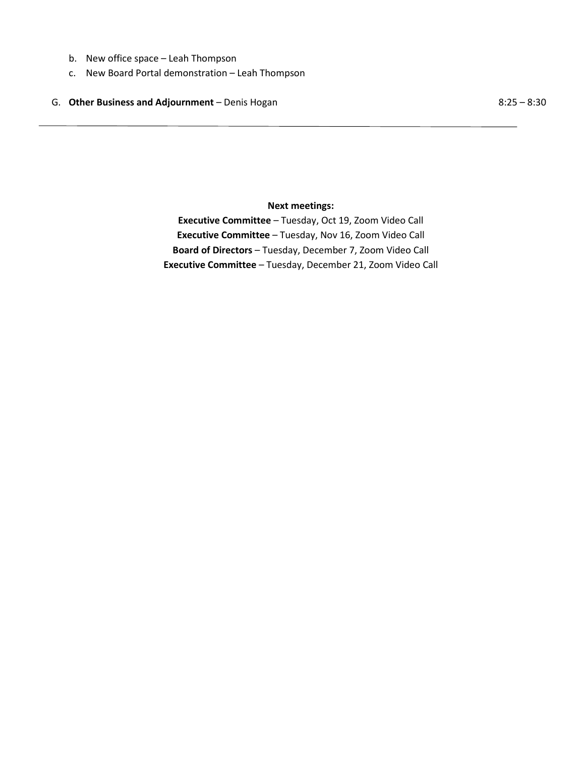b. New office space – Leah Thompson
c. New Board Portal demonstration – Leah Thompson

G. **Other Business and Adjournment** – Denis Hogan 8:25 – 8:30

---

**Next meetings:**

**Executive Committee** – Tuesday, Oct 19, Zoom Video Call

**Executive Committee** – Tuesday, Nov 16, Zoom Video Call

**Board of Directors** – Tuesday, December 7, Zoom Video Call

**Executive Committee** – Tuesday, December 21, Zoom Video Call